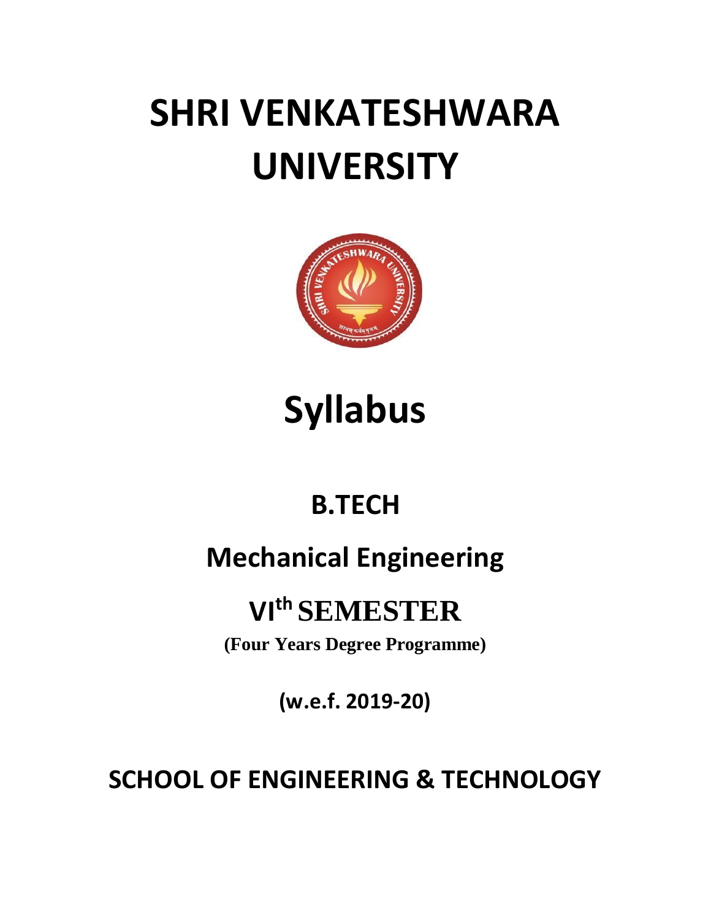# SHRI VENKATESHWARA UNIVERSITY

# Syllabus

## B.TECH

## Mechanical Engineering

## VI^th SEMESTER

**(Four Years Degree Programme)**

**(w.e.f. 2019-20)**

## SCHOOL OF ENGINEERING & TECHNOLOGY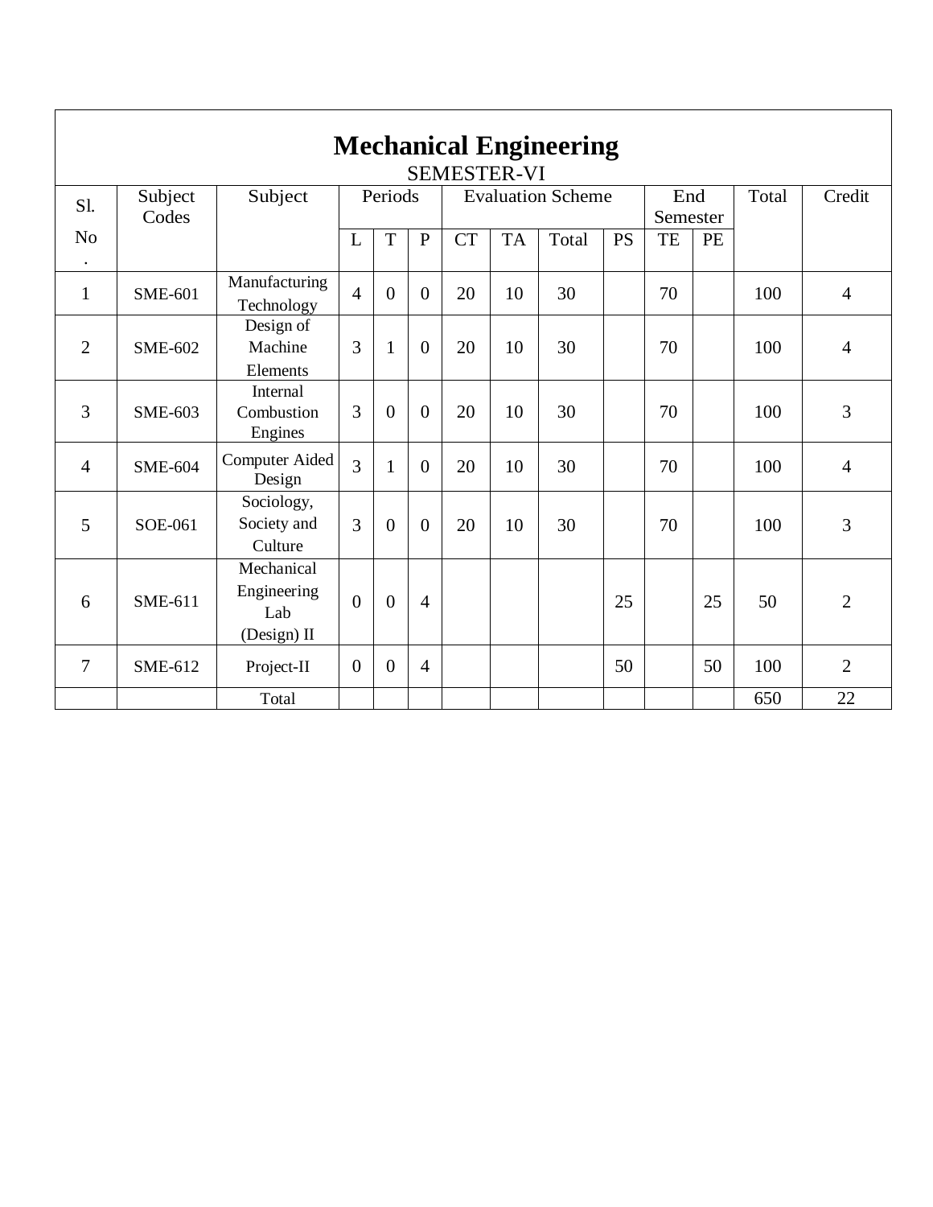# Mechanical Engineering

## SEMESTER-VI

| Sl. No. | Subject Codes | Subject | Periods | | | Evaluation Scheme | | | | End Semester | | Total | Credit |
|---|---|---|---|---|---|---|---|---|---|---|---|---|---|
| | | | L | T | P | CT | TA | Total | PS | TE | PE | | |
| 1 | SME-601 | Manufacturing Technology | 4 | 0 | 0 | 20 | 10 | 30 | | 70 | | 100 | 4 |
| 2 | SME-602 | Design of Machine Elements | 3 | 1 | 0 | 20 | 10 | 30 | | 70 | | 100 | 4 |
| 3 | SME-603 | Internal Combustion Engines | 3 | 0 | 0 | 20 | 10 | 30 | | 70 | | 100 | 3 |
| 4 | SME-604 | Computer Aided Design | 3 | 1 | 0 | 20 | 10 | 30 | | 70 | | 100 | 4 |
| 5 | SOE-061 | Sociology, Society and Culture | 3 | 0 | 0 | 20 | 10 | 30 | | 70 | | 100 | 3 |
| 6 | SME-611 | Mechanical Engineering Lab (Design) II | 0 | 0 | 4 | | | | 25 | | 25 | 50 | 2 |
| 7 | SME-612 | Project-II | 0 | 0 | 4 | | | | 50 | | 50 | 100 | 2 |
| | | Total | | | | | | | | | | 650 | 22 |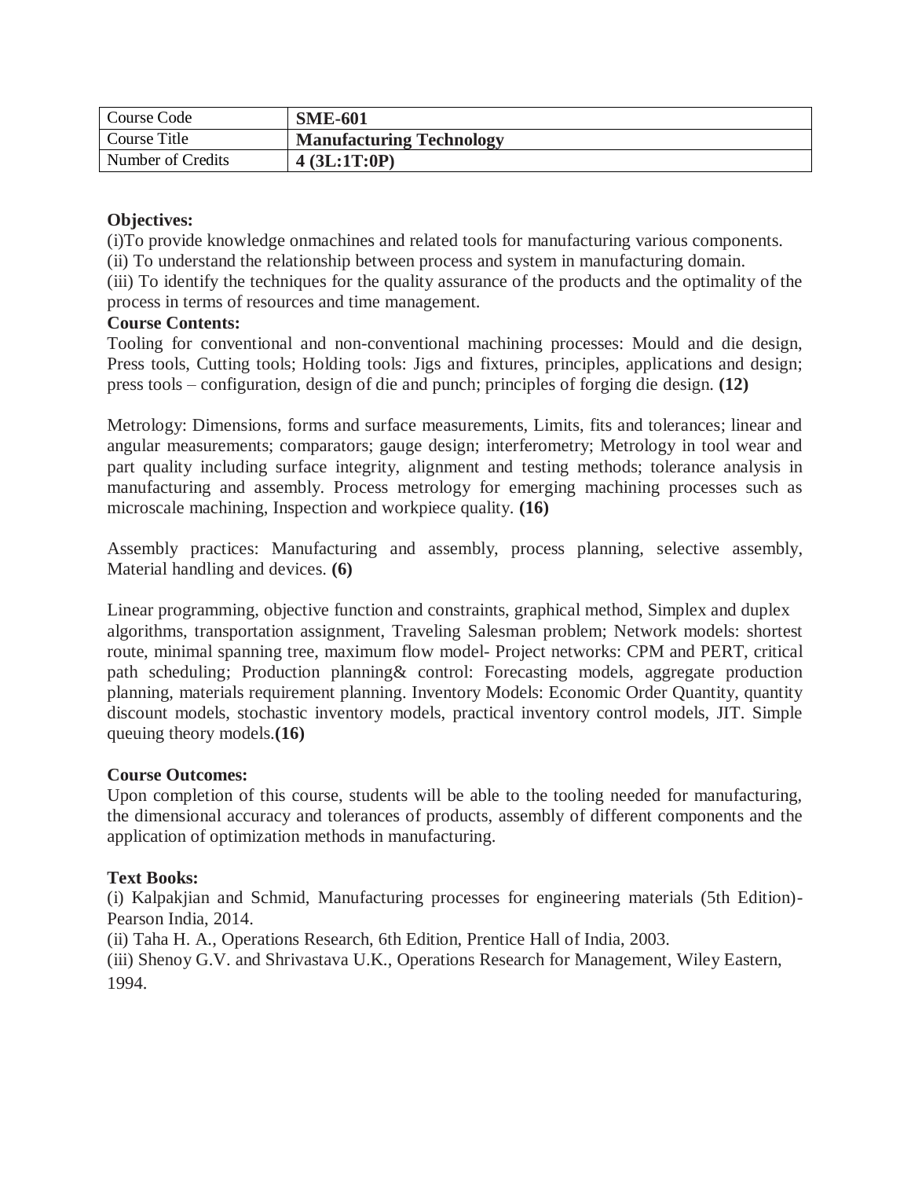| Course Code | **SME-601** |
|---|---|
| Course Title | **Manufacturing Technology** |
| Number of Credits | **4 (3L:1T:0P)** |

**Objectives:**

(i)To provide knowledge onmachines and related tools for manufacturing various components.

(ii) To understand the relationship between process and system in manufacturing domain.

(iii) To identify the techniques for the quality assurance of the products and the optimality of the process in terms of resources and time management.

**Course Contents:**

Tooling for conventional and non-conventional machining processes: Mould and die design, Press tools, Cutting tools; Holding tools: Jigs and fixtures, principles, applications and design; press tools – configuration, design of die and punch; principles of forging die design. **(12)**

Metrology: Dimensions, forms and surface measurements, Limits, fits and tolerances; linear and angular measurements; comparators; gauge design; interferometry; Metrology in tool wear and part quality including surface integrity, alignment and testing methods; tolerance analysis in manufacturing and assembly. Process metrology for emerging machining processes such as microscale machining, Inspection and workpiece quality. **(16)**

Assembly practices: Manufacturing and assembly, process planning, selective assembly, Material handling and devices. **(6)**

Linear programming, objective function and constraints, graphical method, Simplex and duplex algorithms, transportation assignment, Traveling Salesman problem; Network models: shortest route, minimal spanning tree, maximum flow model- Project networks: CPM and PERT, critical path scheduling; Production planning& control: Forecasting models, aggregate production planning, materials requirement planning. Inventory Models: Economic Order Quantity, quantity discount models, stochastic inventory models, practical inventory control models, JIT. Simple queuing theory models.**(16)**

**Course Outcomes:**

Upon completion of this course, students will be able to the tooling needed for manufacturing, the dimensional accuracy and tolerances of products, assembly of different components and the application of optimization methods in manufacturing.

**Text Books:**

(i) Kalpakjian and Schmid, Manufacturing processes for engineering materials (5th Edition)- Pearson India, 2014.

(ii) Taha H. A., Operations Research, 6th Edition, Prentice Hall of India, 2003.

(iii) Shenoy G.V. and Shrivastava U.K., Operations Research for Management, Wiley Eastern, 1994.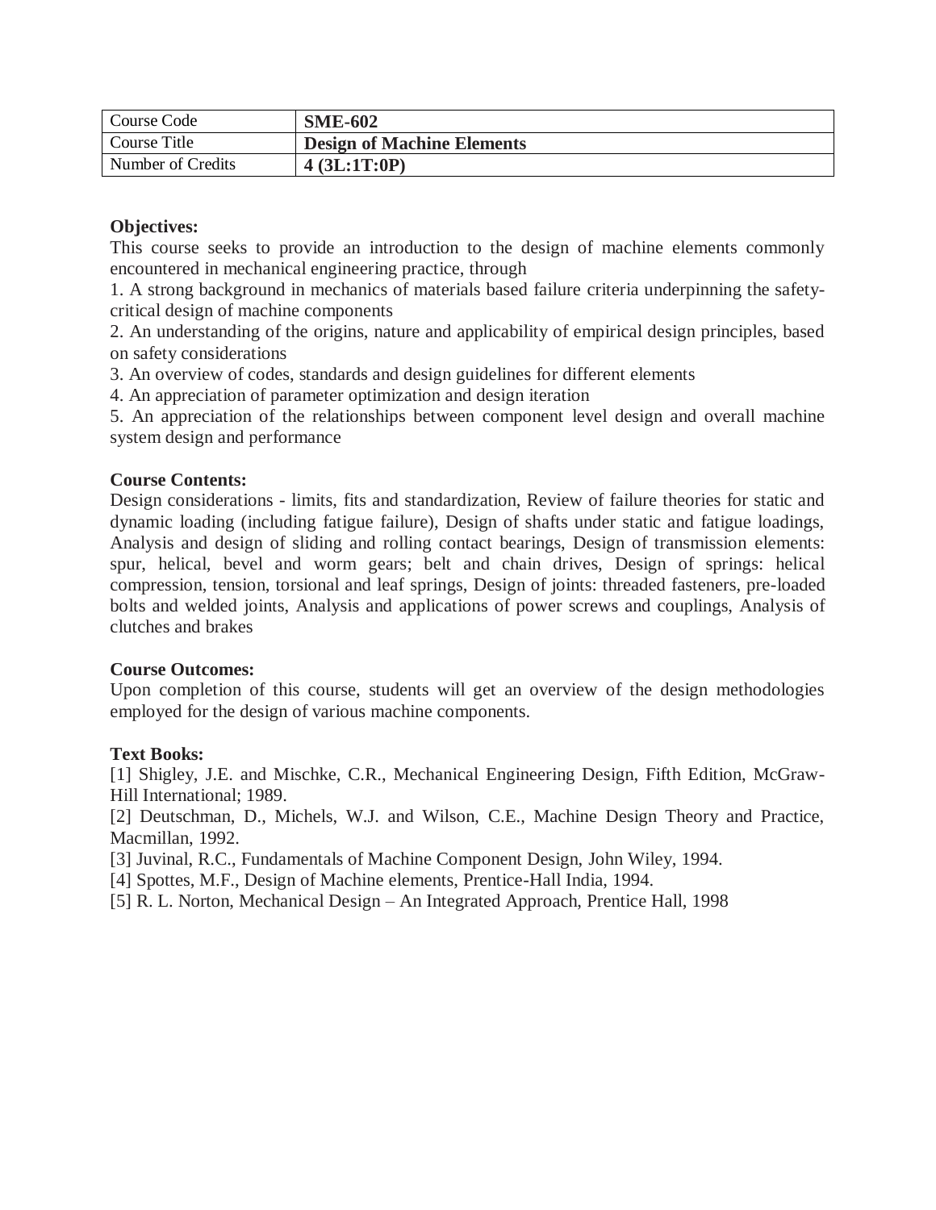| Course Code | **SME-602** |
|---|---|
| Course Title | **Design of Machine Elements** |
| Number of Credits | **4 (3L:1T:0P)** |

**Objectives:**

This course seeks to provide an introduction to the design of machine elements commonly encountered in mechanical engineering practice, through

1. A strong background in mechanics of materials based failure criteria underpinning the safety-critical design of machine components
2. An understanding of the origins, nature and applicability of empirical design principles, based on safety considerations
3. An overview of codes, standards and design guidelines for different elements
4. An appreciation of parameter optimization and design iteration
5. An appreciation of the relationships between component level design and overall machine system design and performance

**Course Contents:**

Design considerations - limits, fits and standardization, Review of failure theories for static and dynamic loading (including fatigue failure), Design of shafts under static and fatigue loadings, Analysis and design of sliding and rolling contact bearings, Design of transmission elements: spur, helical, bevel and worm gears; belt and chain drives, Design of springs: helical compression, tension, torsional and leaf springs, Design of joints: threaded fasteners, pre-loaded bolts and welded joints, Analysis and applications of power screws and couplings, Analysis of clutches and brakes

**Course Outcomes:**

Upon completion of this course, students will get an overview of the design methodologies employed for the design of various machine components.

**Text Books:**

[1] Shigley, J.E. and Mischke, C.R., Mechanical Engineering Design, Fifth Edition, McGraw-Hill International; 1989.

[2] Deutschman, D., Michels, W.J. and Wilson, C.E., Machine Design Theory and Practice, Macmillan, 1992.

[3] Juvinal, R.C., Fundamentals of Machine Component Design, John Wiley, 1994.

[4] Spottes, M.F., Design of Machine elements, Prentice-Hall India, 1994.

[5] R. L. Norton, Mechanical Design – An Integrated Approach, Prentice Hall, 1998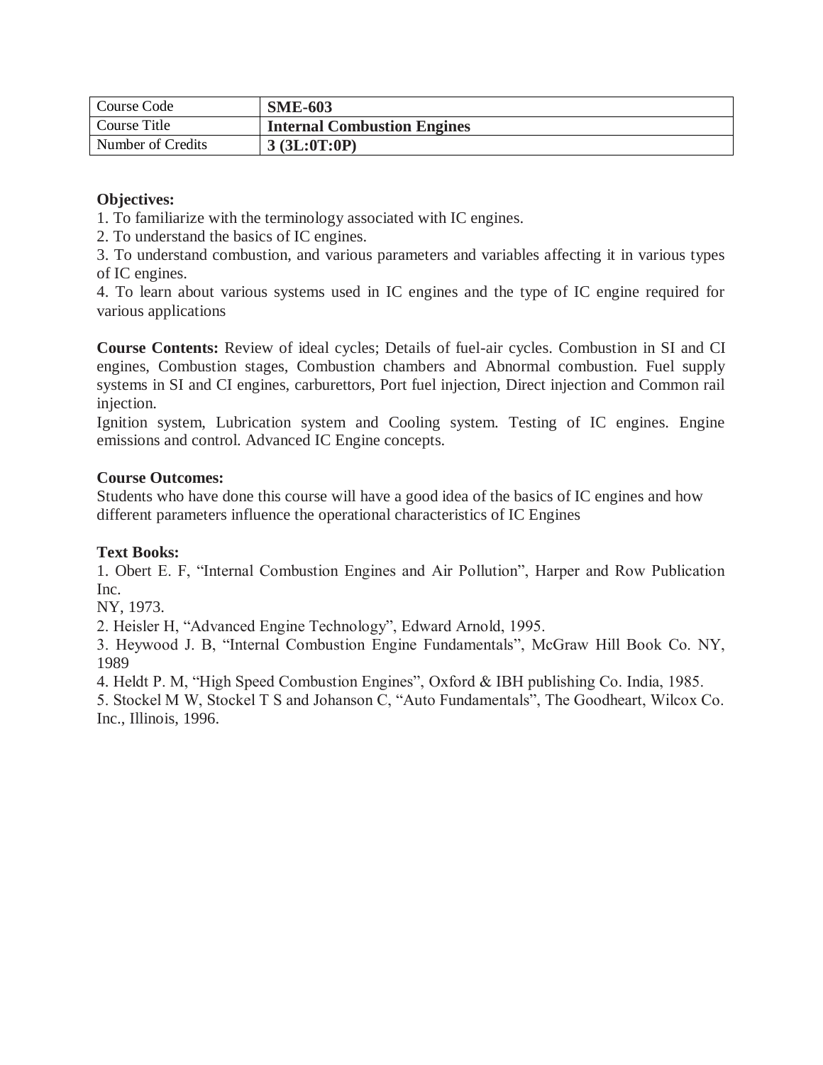| Course Code | **SME-603** |
|---|---|
| Course Title | **Internal Combustion Engines** |
| Number of Credits | **3 (3L:0T:0P)** |

**Objectives:**

1. To familiarize with the terminology associated with IC engines.
2. To understand the basics of IC engines.
3. To understand combustion, and various parameters and variables affecting it in various types of IC engines.
4. To learn about various systems used in IC engines and the type of IC engine required for various applications

**Course Contents:** Review of ideal cycles; Details of fuel-air cycles. Combustion in SI and CI engines, Combustion stages, Combustion chambers and Abnormal combustion. Fuel supply systems in SI and CI engines, carburettors, Port fuel injection, Direct injection and Common rail injection.

Ignition system, Lubrication system and Cooling system. Testing of IC engines. Engine emissions and control. Advanced IC Engine concepts.

**Course Outcomes:**

Students who have done this course will have a good idea of the basics of IC engines and how different parameters influence the operational characteristics of IC Engines

**Text Books:**

1. Obert E. F, "Internal Combustion Engines and Air Pollution", Harper and Row Publication Inc. NY, 1973.
2. Heisler H, "Advanced Engine Technology", Edward Arnold, 1995.
3. Heywood J. B, "Internal Combustion Engine Fundamentals", McGraw Hill Book Co. NY, 1989
4. Heldt P. M, "High Speed Combustion Engines", Oxford & IBH publishing Co. India, 1985.
5. Stockel M W, Stockel T S and Johanson C, "Auto Fundamentals", The Goodheart, Wilcox Co. Inc., Illinois, 1996.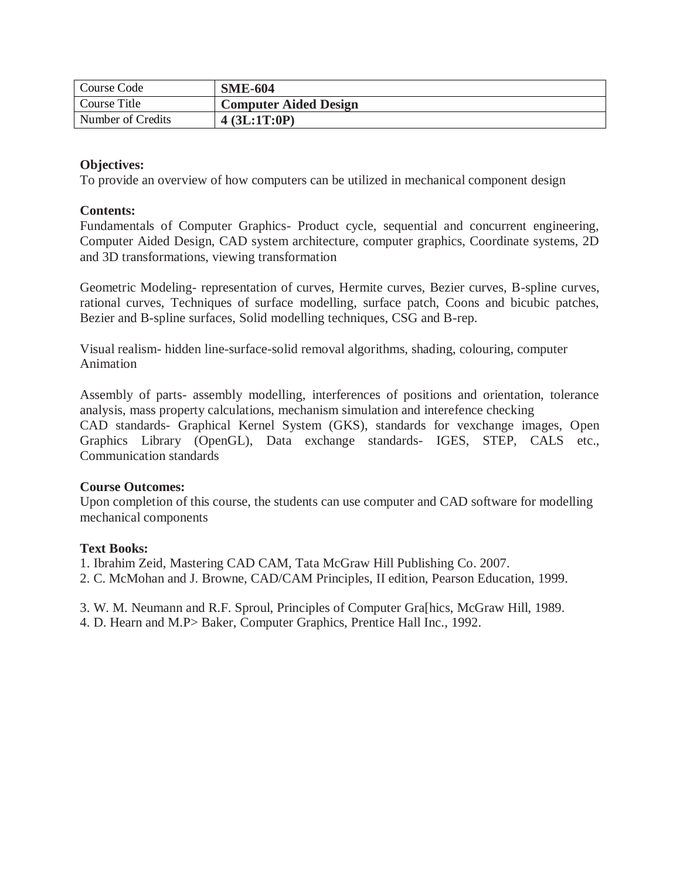| Course Code | **SME-604** |
|---|---|
| Course Title | **Computer Aided Design** |
| Number of Credits | **4 (3L:1T:0P)** |

**Objectives:**
To provide an overview of how computers can be utilized in mechanical component design

**Contents:**
Fundamentals of Computer Graphics- Product cycle, sequential and concurrent engineering, Computer Aided Design, CAD system architecture, computer graphics, Coordinate systems, 2D and 3D transformations, viewing transformation

Geometric Modeling- representation of curves, Hermite curves, Bezier curves, B-spline curves, rational curves, Techniques of surface modelling, surface patch, Coons and bicubic patches, Bezier and B-spline surfaces, Solid modelling techniques, CSG and B-rep.

Visual realism- hidden line-surface-solid removal algorithms, shading, colouring, computer Animation

Assembly of parts- assembly modelling, interferences of positions and orientation, tolerance analysis, mass property calculations, mechanism simulation and interefence checking
CAD standards- Graphical Kernel System (GKS), standards for vexchange images, Open Graphics Library (OpenGL), Data exchange standards- IGES, STEP, CALS etc., Communication standards

**Course Outcomes:**
Upon completion of this course, the students can use computer and CAD software for modelling mechanical components

**Text Books:**
1. Ibrahim Zeid, Mastering CAD CAM, Tata McGraw Hill Publishing Co. 2007.
2. C. McMohan and J. Browne, CAD/CAM Principles, II edition, Pearson Education, 1999.

3. W. M. Neumann and R.F. Sproul, Principles of Computer Gra[hics, McGraw Hill, 1989.
4. D. Hearn and M.P> Baker, Computer Graphics, Prentice Hall Inc., 1992.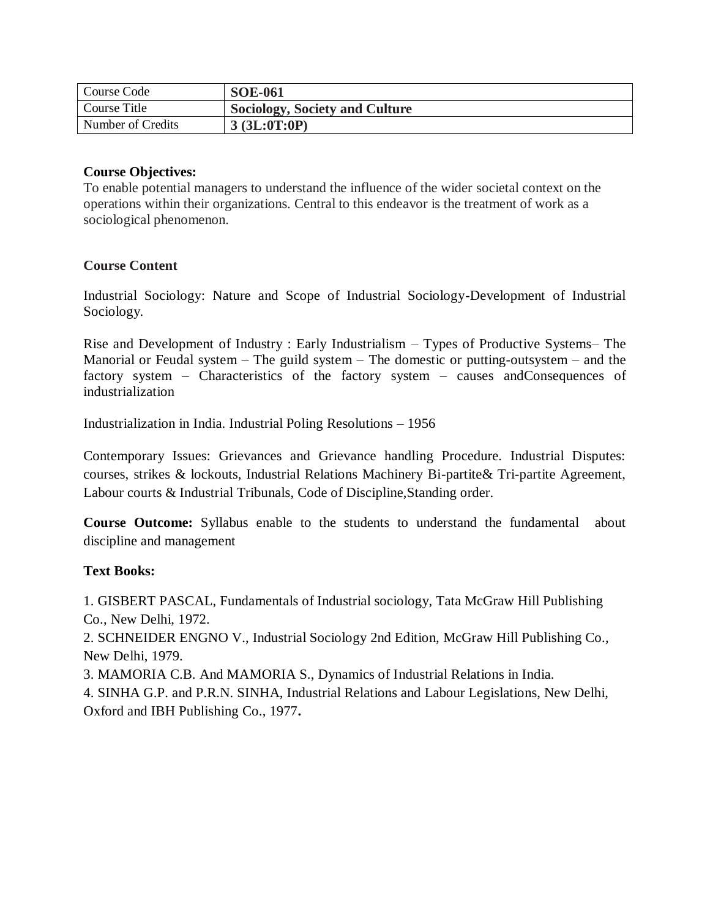| Course Code | **SOE-061** |
| --- | --- |
| Course Title | **Sociology, Society and Culture** |
| Number of Credits | **3 (3L:0T:0P)** |

**Course Objectives:**
To enable potential managers to understand the influence of the wider societal context on the operations within their organizations. Central to this endeavor is the treatment of work as a sociological phenomenon.

**Course Content**

Industrial Sociology: Nature and Scope of Industrial Sociology-Development of Industrial Sociology.

Rise and Development of Industry : Early Industrialism – Types of Productive Systems– The Manorial or Feudal system – The guild system – The domestic or putting-outsystem – and the factory system – Characteristics of the factory system – causes andConsequences of industrialization

Industrialization in India. Industrial Poling Resolutions – 1956

Contemporary Issues: Grievances and Grievance handling Procedure. Industrial Disputes: courses, strikes & lockouts, Industrial Relations Machinery Bi-partite& Tri-partite Agreement, Labour courts & Industrial Tribunals, Code of Discipline,Standing order.

**Course Outcome:** Syllabus enable to the students to understand the fundamental about discipline and management

**Text Books:**

1. GISBERT PASCAL, Fundamentals of Industrial sociology, Tata McGraw Hill Publishing Co., New Delhi, 1972.
2. SCHNEIDER ENGNO V., Industrial Sociology 2nd Edition, McGraw Hill Publishing Co., New Delhi, 1979.
3. MAMORIA C.B. And MAMORIA S., Dynamics of Industrial Relations in India.
4. SINHA G.P. and P.R.N. SINHA, Industrial Relations and Labour Legislations, New Delhi, Oxford and IBH Publishing Co., 1977.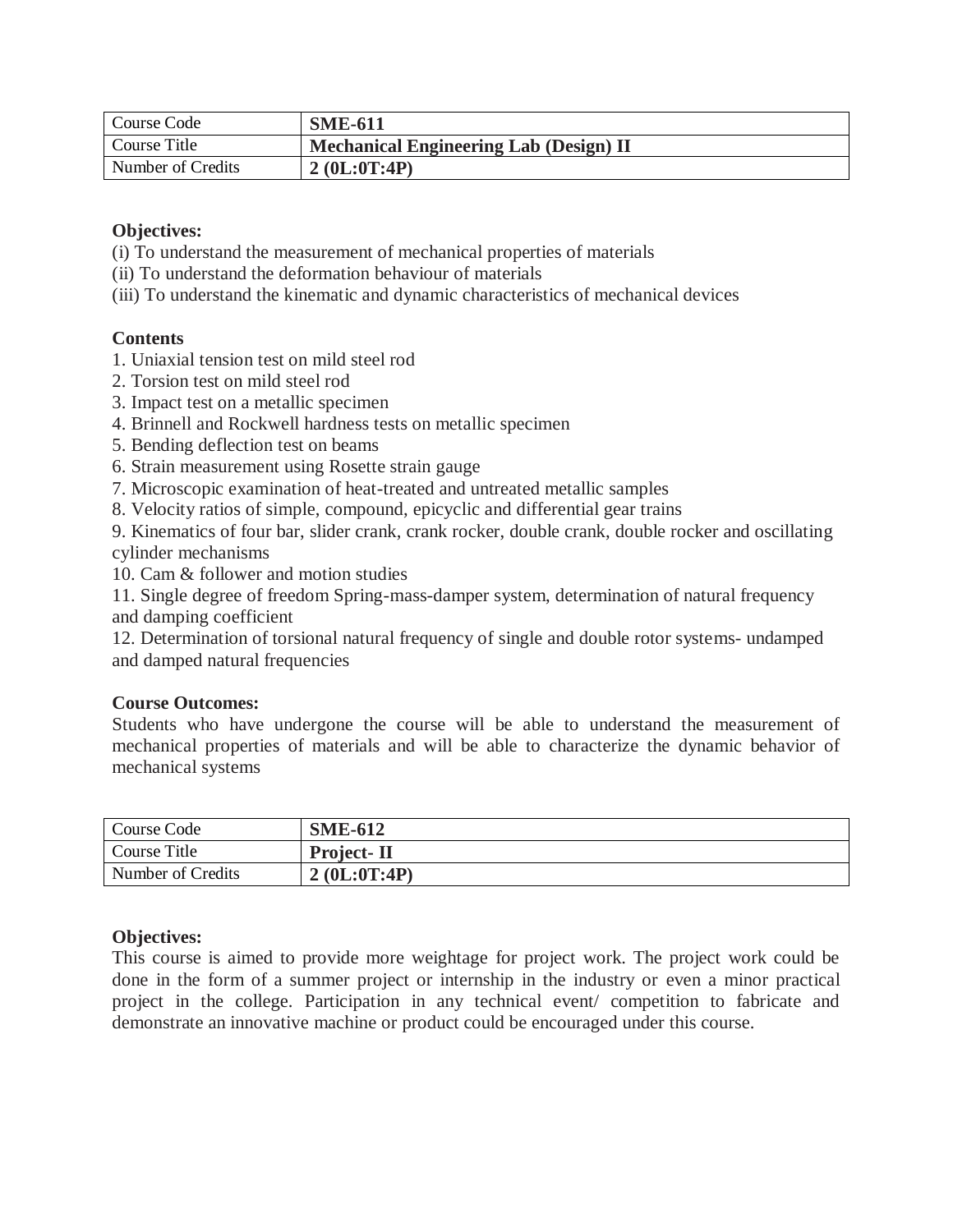| | |
|---|---|
| Course Code | **SME-611** |
| Course Title | **Mechanical Engineering Lab (Design) II** |
| Number of Credits | **2 (0L:0T:4P)** |

**Objectives:**

(i) To understand the measurement of mechanical properties of materials

(ii) To understand the deformation behaviour of materials

(iii) To understand the kinematic and dynamic characteristics of mechanical devices

**Contents**

1. Uniaxial tension test on mild steel rod
2. Torsion test on mild steel rod
3. Impact test on a metallic specimen
4. Brinnell and Rockwell hardness tests on metallic specimen
5. Bending deflection test on beams
6. Strain measurement using Rosette strain gauge
7. Microscopic examination of heat-treated and untreated metallic samples
8. Velocity ratios of simple, compound, epicyclic and differential gear trains
9. Kinematics of four bar, slider crank, crank rocker, double crank, double rocker and oscillating cylinder mechanisms
10. Cam & follower and motion studies
11. Single degree of freedom Spring-mass-damper system, determination of natural frequency and damping coefficient
12. Determination of torsional natural frequency of single and double rotor systems- undamped and damped natural frequencies

**Course Outcomes:**

Students who have undergone the course will be able to understand the measurement of mechanical properties of materials and will be able to characterize the dynamic behavior of mechanical systems

| | |
|---|---|
| Course Code | **SME-612** |
| Course Title | **Project- II** |
| Number of Credits | **2 (0L:0T:4P)** |

**Objectives:**

This course is aimed to provide more weightage for project work. The project work could be done in the form of a summer project or internship in the industry or even a minor practical project in the college. Participation in any technical event/ competition to fabricate and demonstrate an innovative machine or product could be encouraged under this course.